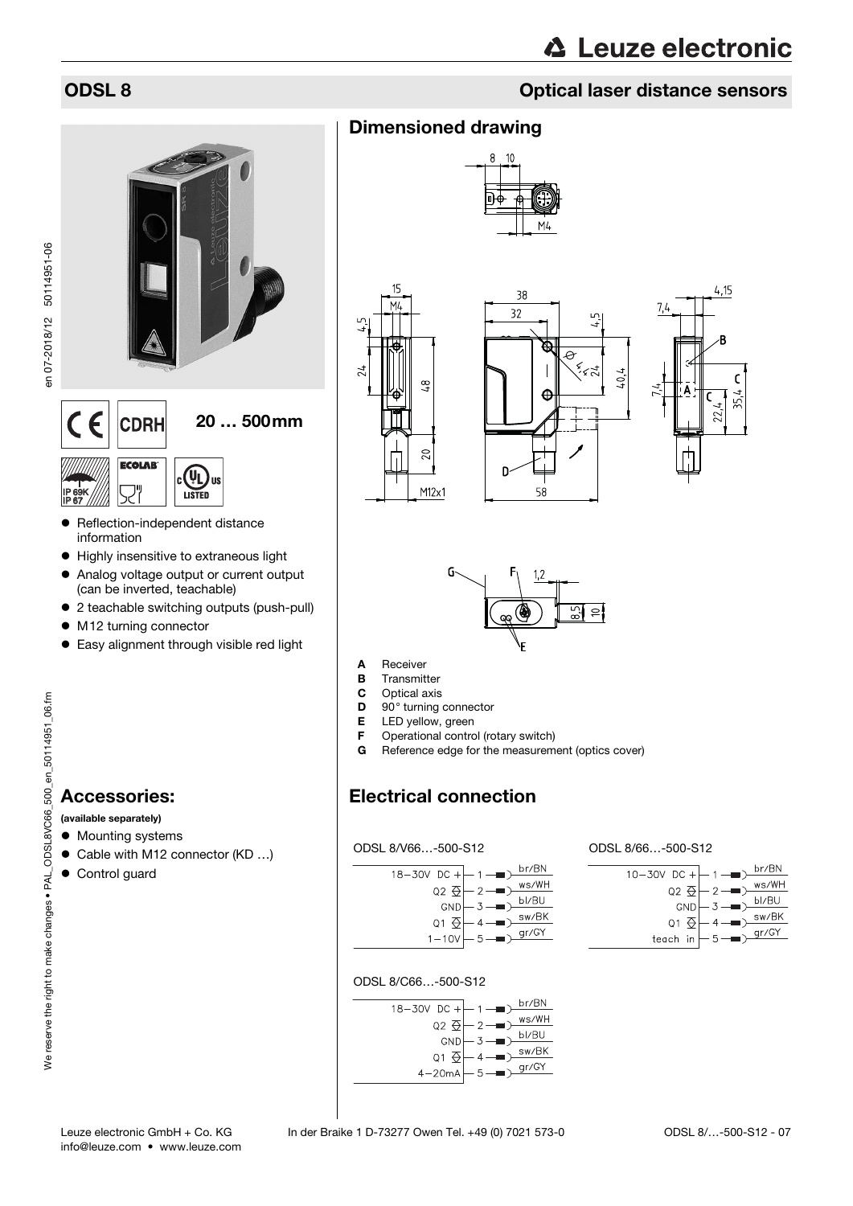# ODSL 8

## Optical laser distance sensors

20 … 500mm

- Reflection-independent distance information
- Highly insensitive to extraneous light
- Analog voltage output or current output (can be inverted, teachable)
- 2 teachable switching outputs (push-pull)
- M12 turning connector
- Easy alignment through visible red light

## Accessories:

**(available separately)**

- Mounting systems
- Cable with M12 connector (KD …)
- Control guard

## Dimensioned drawing

- **A** Receiver
- **B** Transmitter
- **C** Optical axis
- **D** 90° turning connector
- **E** LED yellow, green
- **F** Operational control (rotary switch)
- **G** Reference edge for the measurement (optics cover)

## Electrical connection

ODSL 8/V66…-500-S12

| Function | Pin | Color |
|---|---|---|
| 18-30V DC + | 1 | br/BN |
| Q2 | 2 | ws/WH |
| GND | 3 | bl/BU |
| Q1 | 4 | sw/BK |
| 1-10V | 5 | gr/GY |

ODSL 8/66…-500-S12

| Function | Pin | Color |
|---|---|---|
| 10-30V DC + | 1 | br/BN |
| Q2 | 2 | ws/WH |
| GND | 3 | bl/BU |
| Q1 | 4 | sw/BK |
| teach in | 5 | gr/GY |

ODSL 8/C66…-500-S12

| Function | Pin | Color |
|---|---|---|
| 18-30V DC + | 1 | br/BN |
| Q2 | 2 | ws/WH |
| GND | 3 | bl/BU |
| Q1 | 4 | sw/BK |
| 4-20mA | 5 | gr/GY |

Leuze electronic GmbH + Co. KG In der Braike 1 D-73277 Owen Tel. +49 (0) 7021 573-0
info@leuze.com • www.leuze.com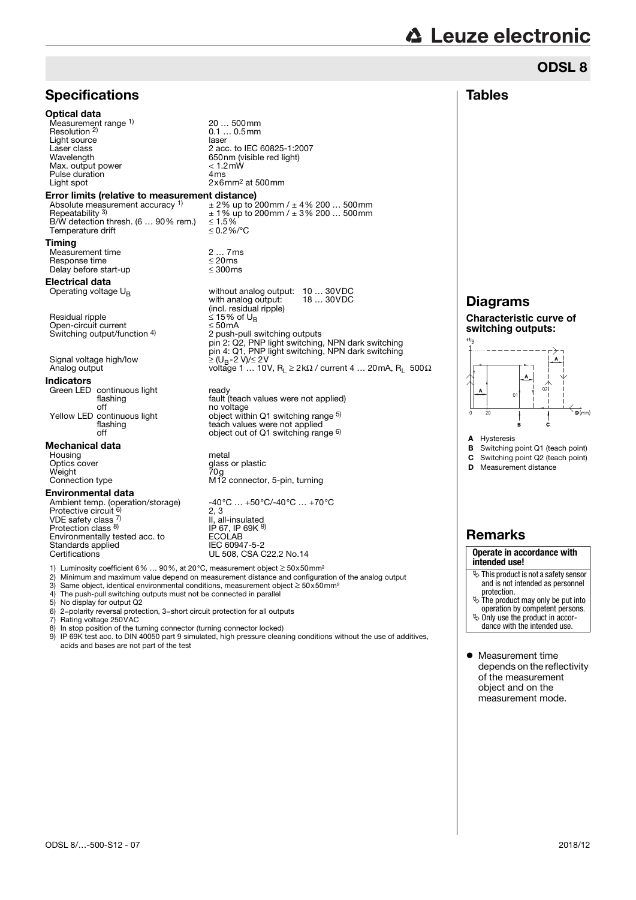# ODSL 8

## Specifications

### Optical data

| | |
|---|---|
| Measurement range [1] | 20 … 500mm |
| Resolution [2] | 0.1 … 0.5mm |
| Light source | laser |
| Laser class | 2 acc. to IEC 60825-1:2007 |
| Wavelength | 650nm (visible red light) |
| Max. output power | < 1.2mW |
| Pulse duration | 4ms |
| Light spot | 2x6mm² at 500mm |

### Error limits (relative to measurement distance)

| | |
|---|---|
| Absolute measurement accuracy [1] | ± 2% up to 200mm / ± 4% 200 … 500mm |
| Repeatability [3] | ± 1% up to 200mm / ± 3% 200 … 500mm |
| B/W detection thresh. (6 … 90% rem.) | ≤ 1.5% |
| Temperature drift | ≤ 0.2%/°C |

### Timing

| | |
|---|---|
| Measurement time | 2 … 7ms |
| Response time | ≤ 20ms |
| Delay before start-up | ≤ 300ms |

### Electrical data

| | |
|---|---|
| Operating voltage $U_B$ | without analog output: 10 … 30VDC<br>with analog output: 18 … 30VDC<br>(incl. residual ripple) |
| Residual ripple | ≤ 15% of $U_B$ |
| Open-circuit current | ≤ 50mA |
| Switching output/function [4] | 2 push-pull switching outputs<br>pin 2: Q2, PNP light switching, NPN dark switching<br>pin 4: Q1, PNP light switching, NPN dark switching |
| Signal voltage high/low | ≥ ($U_B$-2 V)/≤ 2V |
| Analog output | voltage 1 … 10V, $R_L$ ≥ 2kΩ / current 4 … 20mA, $R_L$ 500Ω |

### Indicators

| | | |
|---|---|---|
| Green LED | continuous light | ready |
| | flashing | fault (teach values were not applied) |
| | off | no voltage |
| Yellow LED | continuous light | object within Q1 switching range [5] |
| | flashing | teach values were not applied |
| | off | object out of Q1 switching range [6] |

### Mechanical data

| | |
|---|---|
| Housing | metal |
| Optics cover | glass or plastic |
| Weight | 70g |
| Connection type | M12 connector, 5-pin, turning |

### Environmental data

| | |
|---|---|
| Ambient temp. (operation/storage) | -40°C … +50°C/-40°C … +70°C |
| Protective circuit [6] | 2, 3 |
| VDE safety class [7] | II, all-insulated |
| Protection class [8] | IP 67, IP 69K [9] |
| Environmentally tested acc. to | ECOLAB |
| Standards applied | IEC 60947-5-2 |
| Certifications | UL 508, CSA C22.2 No.14 |

1) Luminosity coefficient 6% … 90%, at 20°C, measurement object ≥ 50x50mm²
2) Minimum and maximum value depend on measurement distance and configuration of the analog output
3) Same object, identical environmental conditions, measurement object ≥ 50x50mm²
4) The push-pull switching outputs must not be connected in parallel
5) No display for output Q2
6) 2=polarity reversal protection, 3=short circuit protection for all outputs
7) Rating voltage 250VAC
8) In stop position of the turning connector (turning connector locked)
9) IP 69K test acc. to DIN 40050 part 9 simulated, high pressure cleaning conditions without the use of additives, acids and bases are not part of the test

## Tables

## Diagrams

**Characteristic curve of switching outputs:**

**A** Hysteresis
**B** Switching point Q1 (teach point)
**C** Switching point Q2 (teach point)
**D** Measurement distance

## Remarks

**Operate in accordance with intended use!**

- This product is not a safety sensor and is not intended as personnel protection.
- The product may only be put into operation by competent persons.
- Only use the product in accordance with the intended use.

- Measurement time depends on the reflectivity of the measurement object and on the measurement mode.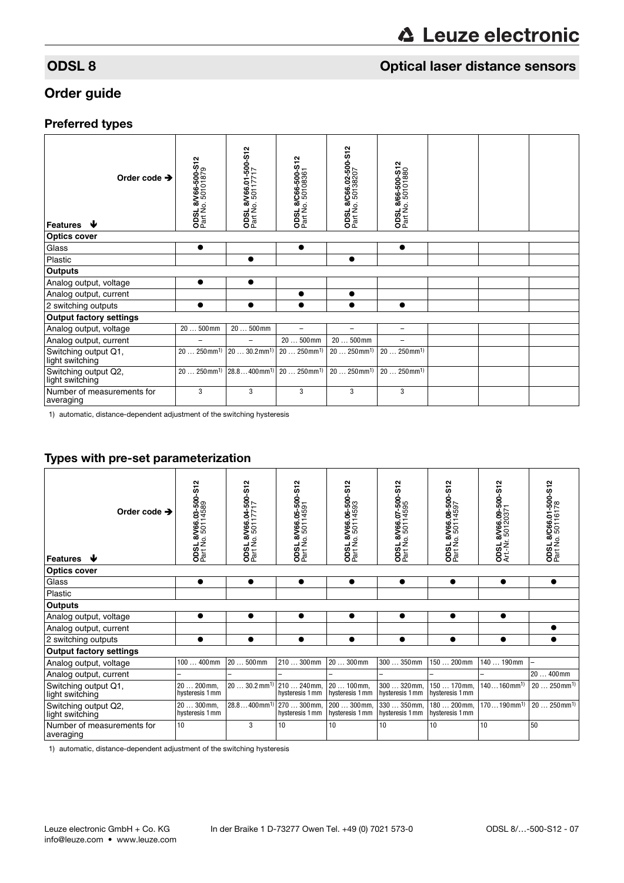## ODSL 8 — Optical laser distance sensors

## Order guide

### Preferred types

| Order code ➔ / Features ➔ | ODSL 8/V66-500-S12 Part No. 50101879 | ODSL 8/V66.01-500-S12 Part No. 50117717 | ODSL 8/C66-500-S12 Part No. 50108361 | ODSL 8/C66.02-500-S12 Part No. 50138207 | ODSL 8/66-500-S12 Part No. 50101880 | | | |
|---|---|---|---|---|---|---|---|---|
| **Optics cover** | | | | | | | | |
| Glass | ● | | ● | | ● | | | |
| Plastic | | ● | | ● | | | | |
| **Outputs** | | | | | | | | |
| Analog output, voltage | ● | ● | | | | | | |
| Analog output, current | | | ● | ● | | | | |
| 2 switching outputs | ● | ● | ● | ● | ● | | | |
| **Output factory settings** | | | | | | | | |
| Analog output, voltage | 20 … 500mm | 20 … 500mm | – | – | – | | | |
| Analog output, current | – | – | 20 … 500mm | 20 … 500mm | – | | | |
| Switching output Q1, light switching | 20 … 250mm[1] | 20 … 30.2mm[1] | 20 … 250mm[1] | 20 … 250mm[1] | 20 … 250mm[1] | | | |
| Switching output Q2, light switching | 20 … 250mm[1] | 28.8…400mm[1] | 20 … 250mm[1] | 20 … 250mm[1] | 20 … 250mm[1] | | | |
| Number of measurements for averaging | 3 | 3 | 3 | 3 | 3 | | | |

1) automatic, distance-dependent adjustment of the switching hysteresis

### Types with pre-set parameterization

| Order code ➔ / Features ➔ | ODSL 8/V66.03-500-S12 Part No. 50114589 | ODSL 8/V66.04-500-S12 Part No. 50117717 | ODSL 8/V66.05-500-S12 Part No. 50114591 | ODSL 8/V66.06-500-S12 Part No. 50114593 | ODSL 8/V66.07-500-S12 Part No. 50114595 | ODSL 8/V66.08-500-S12 Part No. 50114597 | ODSL 8/V66.09-500-S12 Art.-Nr. 50120371 | ODSL 8/C66.01-500-S12 Part No. 50116178 |
|---|---|---|---|---|---|---|---|---|
| **Optics cover** | | | | | | | | |
| Glass | ● | ● | ● | ● | ● | ● | ● | ● |
| Plastic | | | | | | | | |
| **Outputs** | | | | | | | | |
| Analog output, voltage | ● | ● | ● | ● | ● | ● | ● | |
| Analog output, current | | | | | | | | ● |
| 2 switching outputs | ● | ● | ● | ● | ● | ● | ● | ● |
| **Output factory settings** | | | | | | | | |
| Analog output, voltage | 100 … 400mm | 20 … 500mm | 210 … 300mm | 20 … 300mm | 300 … 350mm | 150 … 200mm | 140 … 190mm | – |
| Analog output, current | – | – | – | – | – | – | – | 20 … 400mm |
| Switching output Q1, light switching | 20 … 200mm, hysteresis 1mm | 20 … 30.2mm[1] | 210 … 240mm, hysteresis 1mm | 20 … 100mm, hysteresis 1mm | 300 … 320mm, hysteresis 1mm | 150 … 170mm, hysteresis 1mm | 140…160mm[1] | 20 … 250mm[1] |
| Switching output Q2, light switching | 20 … 300mm, hysteresis 1mm | 28.8…400mm[1] | 270 … 300mm, hysteresis 1mm | 200 … 300mm, hysteresis 1mm | 330 … 350mm, hysteresis 1mm | 180 … 200mm, hysteresis 1mm | 170…190mm[1] | 20 … 250mm[1] |
| Number of measurements for averaging | 10 | 3 | 10 | 10 | 10 | 10 | 10 | 50 |

1) automatic, distance-dependent adjustment of the switching hysteresis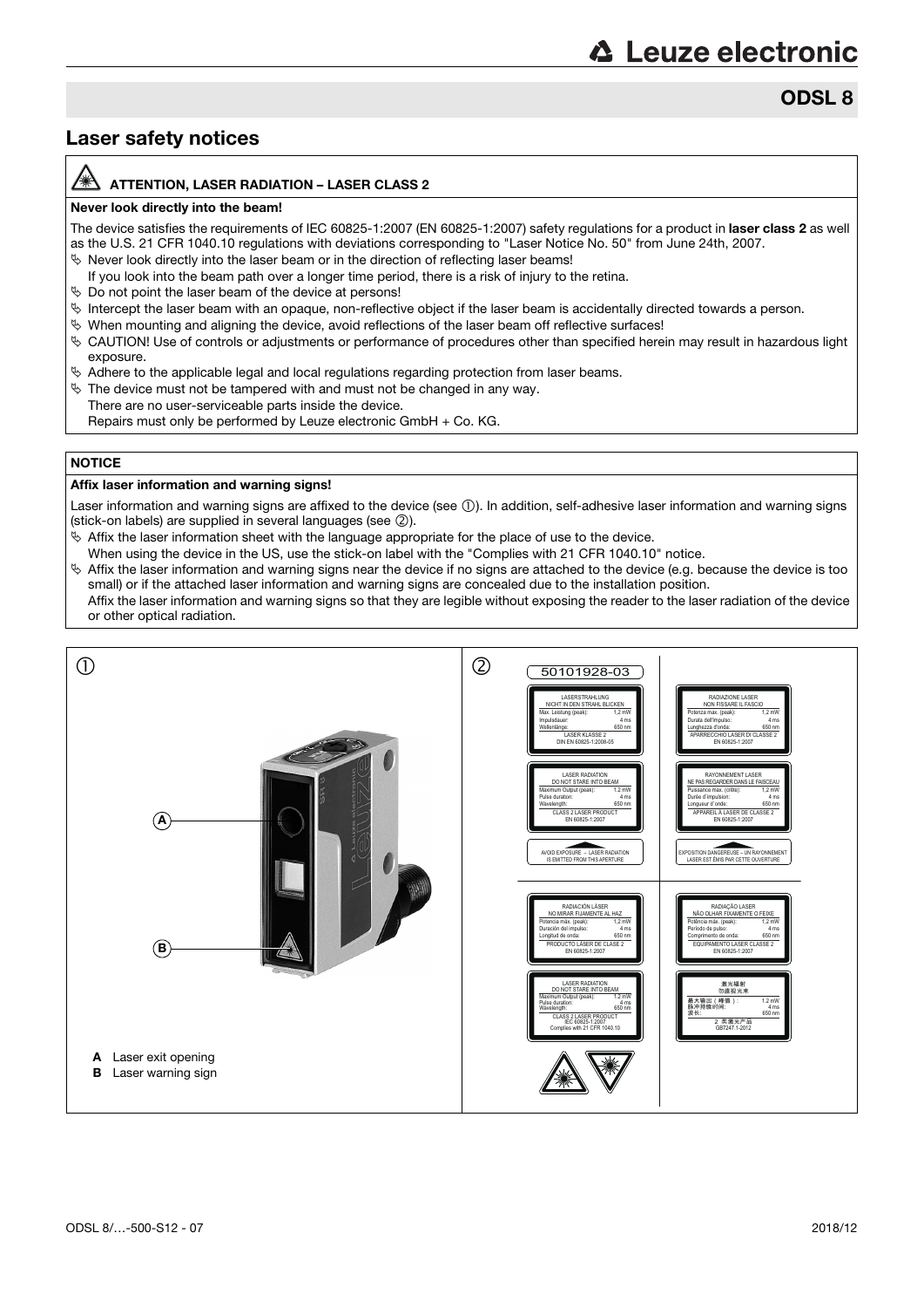# Laser safety notices

## ATTENTION, LASER RADIATION – LASER CLASS 2

**Never look directly into the beam!**

The device satisfies the requirements of IEC 60825-1:2007 (EN 60825-1:2007) safety regulations for a product in **laser class 2** as well as the U.S. 21 CFR 1040.10 regulations with deviations corresponding to "Laser Notice No. 50" from June 24th, 2007.

- Never look directly into the laser beam or in the direction of reflecting laser beams!
  If you look into the beam path over a longer time period, there is a risk of injury to the retina.
- Do not point the laser beam of the device at persons!
- Intercept the laser beam with an opaque, non-reflective object if the laser beam is accidentally directed towards a person.
- When mounting and aligning the device, avoid reflections of the laser beam off reflective surfaces!
- CAUTION! Use of controls or adjustments or performance of procedures other than specified herein may result in hazardous light exposure.
- Adhere to the applicable legal and local regulations regarding protection from laser beams.
- The device must not be tampered with and must not be changed in any way.
  There are no user-serviceable parts inside the device.
  Repairs must only be performed by Leuze electronic GmbH + Co. KG.

## NOTICE

**Affix laser information and warning signs!**

Laser information and warning signs are affixed to the device (see ①). In addition, self-adhesive laser information and warning signs (stick-on labels) are supplied in several languages (see ②).

- Affix the laser information sheet with the language appropriate for the place of use to the device.
  When using the device in the US, use the stick-on label with the "Complies with 21 CFR 1040.10" notice.
- Affix the laser information and warning signs near the device if no signs are attached to the device (e.g. because the device is too small) or if the attached laser information and warning signs are concealed due to the installation position.
  Affix the laser information and warning signs so that they are legible without exposing the reader to the laser radiation of the device or other optical radiation.

①

**A** Laser exit opening
**B** Laser warning sign

②

50101928-03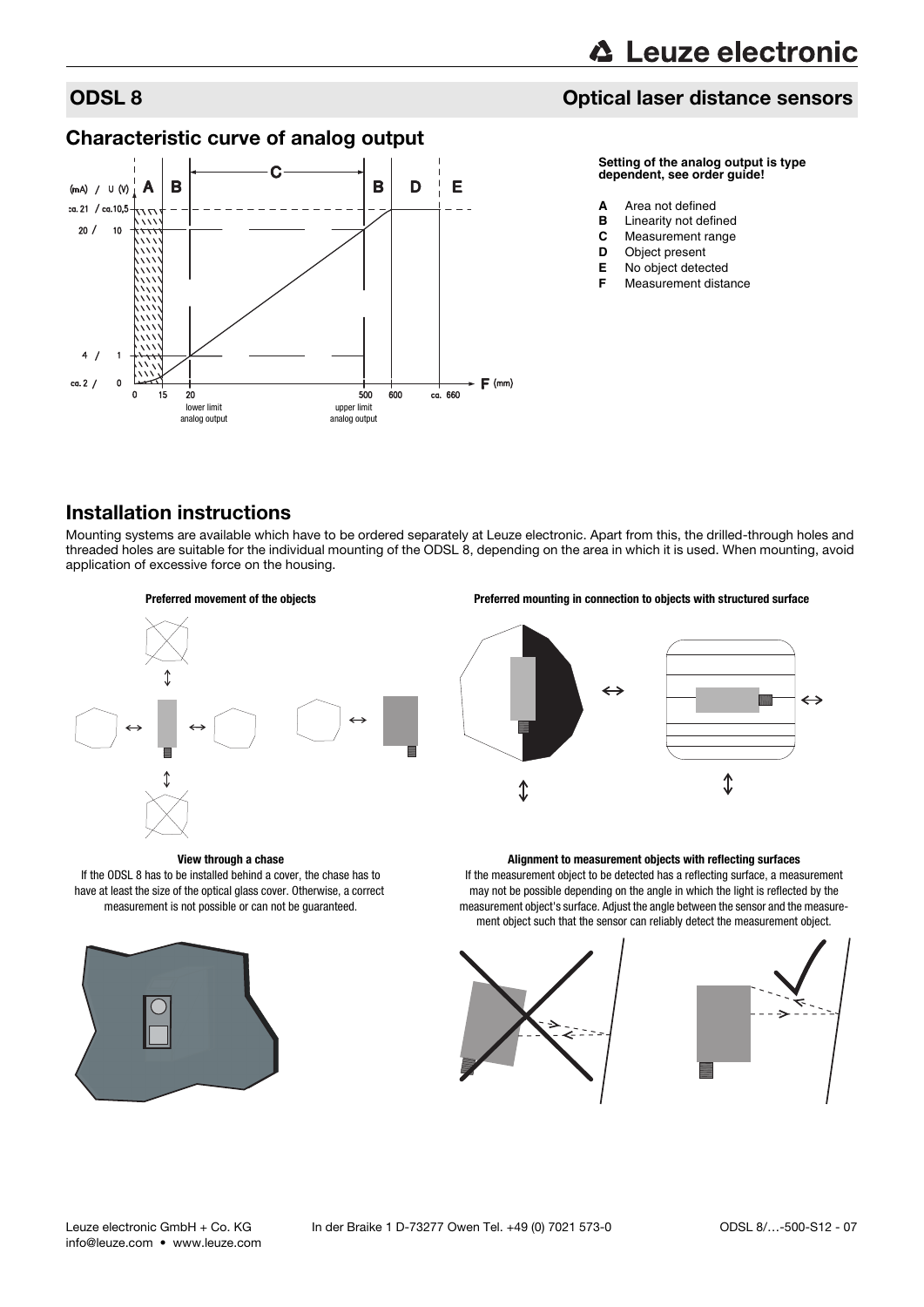## ODSL 8 — Optical laser distance sensors

### Characteristic curve of analog output

**Setting of the analog output is type dependent, see order guide!**

- **A** Area not defined
- **B** Linearity not defined
- **C** Measurement range
- **D** Object present
- **E** No object detected
- **F** Measurement distance

## Installation instructions

Mounting systems are available which have to be ordered separately at Leuze electronic. Apart from this, the drilled-through holes and threaded holes are suitable for the individual mounting of the ODSL 8, depending on the area in which it is used. When mounting, avoid application of excessive force on the housing.

**Preferred movement of the objects**

**Preferred mounting in connection to objects with structured surface**

**View through a chase**

If the ODSL 8 has to be installed behind a cover, the chase has to have at least the size of the optical glass cover. Otherwise, a correct measurement is not possible or can not be guaranteed.

**Alignment to measurement objects with reflecting surfaces**

If the measurement object to be detected has a reflecting surface, a measurement may not be possible depending on the angle in which the light is reflected by the measurement object's surface. Adjust the angle between the sensor and the measurement object such that the sensor can reliably detect the measurement object.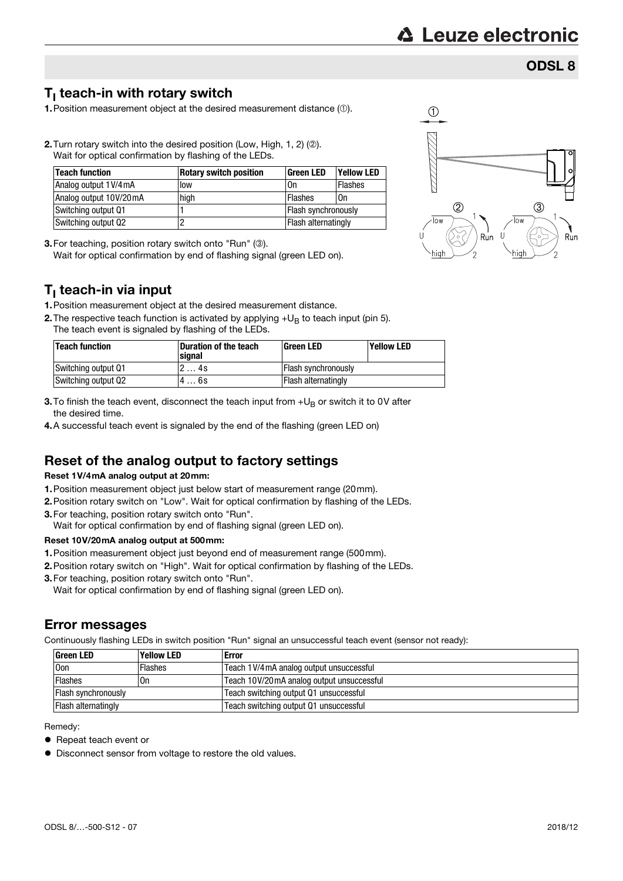## $T_I$ teach-in with rotary switch

1. Position measurement object at the desired measurement distance (①).
2. Turn rotary switch into the desired position (Low, High, 1, 2) (②). Wait for optical confirmation by flashing of the LEDs.

| Teach function | Rotary switch position | Green LED | Yellow LED |
|---|---|---|---|
| Analog output 1V/4mA | low | On | Flashes |
| Analog output 10V/20mA | high | Flashes | On |
| Switching output Q1 | 1 | Flash synchronously | |
| Switching output Q2 | 2 | Flash alternatingly | |

3. For teaching, position rotary switch onto "Run" (③). Wait for optical confirmation by end of flashing signal (green LED on).

①

② low U high 1 Run 2

③ low U high 1 Run 2

## $T_I$ teach-in via input

1. Position measurement object at the desired measurement distance.
2. The respective teach function is activated by applying $+U_B$ to teach input (pin 5). The teach event is signaled by flashing of the LEDs.

| Teach function | Duration of the teach signal | Green LED | Yellow LED |
|---|---|---|---|
| Switching output Q1 | 2 … 4s | Flash synchronously | |
| Switching output Q2 | 4 … 6s | Flash alternatingly | |

3. To finish the teach event, disconnect the teach input from $+U_B$ or switch it to 0V after the desired time.
4. A successful teach event is signaled by the end of the flashing (green LED on)

## Reset of the analog output to factory settings

**Reset 1V/4mA analog output at 20mm:**

1. Position measurement object just below start of measurement range (20mm).
2. Position rotary switch on "Low". Wait for optical confirmation by flashing of the LEDs.
3. For teaching, position rotary switch onto "Run". Wait for optical confirmation by end of flashing signal (green LED on).

**Reset 10V/20mA analog output at 500mm:**

1. Position measurement object just beyond end of measurement range (500mm).
2. Position rotary switch on "High". Wait for optical confirmation by flashing of the LEDs.
3. For teaching, position rotary switch onto "Run". Wait for optical confirmation by end of flashing signal (green LED on).

## Error messages

Continuously flashing LEDs in switch position "Run" signal an unsuccessful teach event (sensor not ready):

| Green LED | Yellow LED | Error |
|---|---|---|
| Oon | Flashes | Teach 1V/4mA analog output unsuccessful |
| Flashes | On | Teach 10V/20mA analog output unsuccessful |
| Flash synchronously | | Teach switching output Q1 unsuccessful |
| Flash alternatingly | | Teach switching output Q1 unsuccessful |

Remedy:

- Repeat teach event or
- Disconnect sensor from voltage to restore the old values.